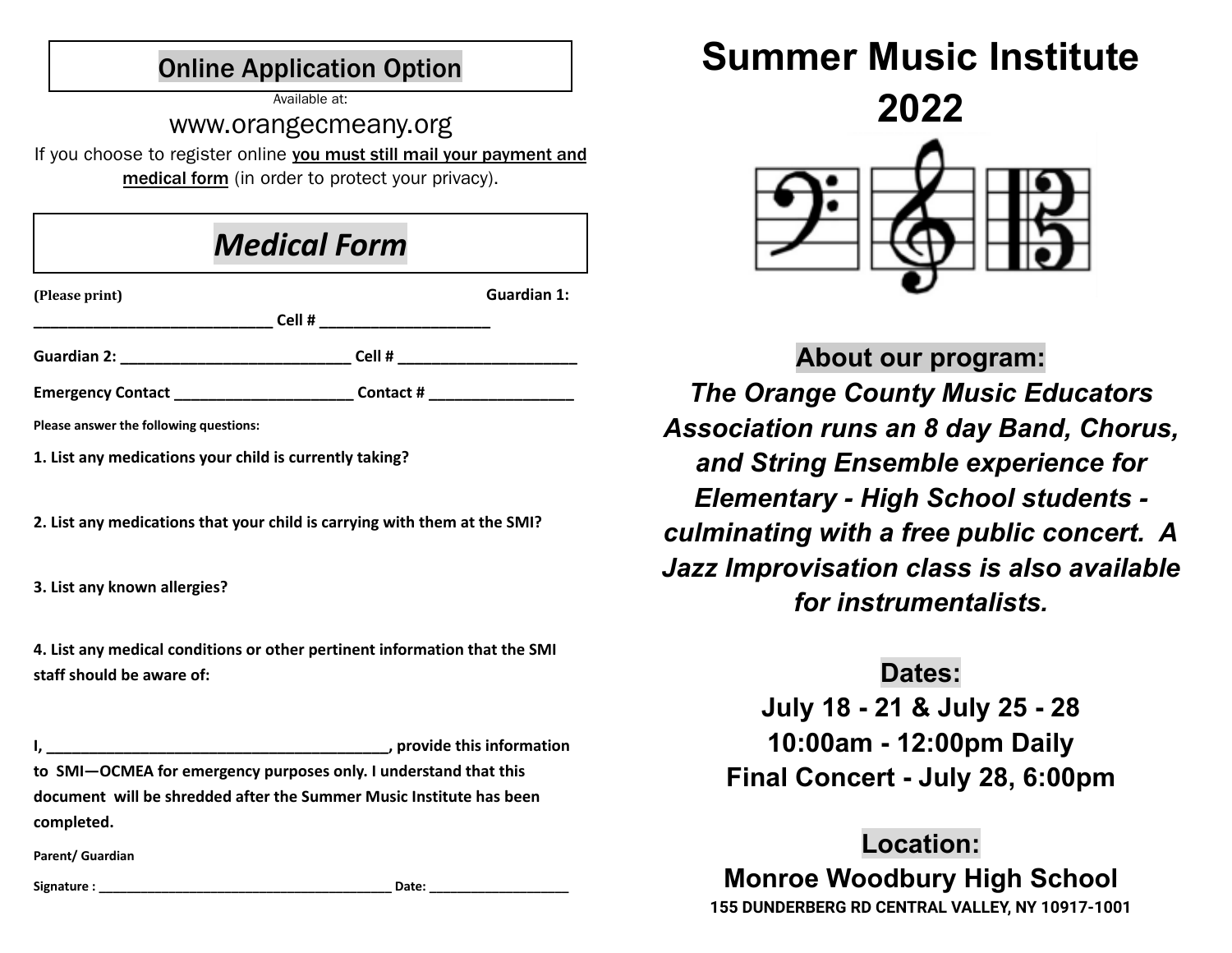## Online Application Option

Available at:

www.orangecmeany.org

If you choose to register online **you must still mail your payment and medical form** (in order to protect your privacy).

## *Medical Form*

**(Please print)** **Guardian 1: ____________________________ Cell # ____________________**

**Guardian 2: ___________________________ Cell # ____________________**

**Emergency Contact _____________________ Contact # _________________**

**Please answer the following questions:**

**1. List any medications your child is currently taking?**

**2. List any medications that your child is carrying with them at the SMI?**

**3. List any known allergies?**

**4. List any medical conditions or other pertinent information that the SMI staff should be aware of:**

**I, _________________________________________, provide this information to SMI—OCMEA for emergency purposes only. I understand that this document will be shredded after the Summer Music Institute has been completed.**

**Parent/ Guardian**

**Signature : _________________________________________ Date: ___________________**

# Summer Music Institute 2022

## About our program:

***The Orange County Music Educators Association runs an 8 day Band, Chorus, and String Ensemble experience for Elementary - High School students - culminating with a free public concert. A Jazz Improvisation class is also available for instrumentalists.***

## Dates:

**July 18 - 21 & July 25 - 28**

**10:00am - 12:00pm Daily**

**Final Concert - July 28, 6:00pm**

## Location:

**Monroe Woodbury High School**

**155 DUNDERBERG RD CENTRAL VALLEY, NY 10917-1001**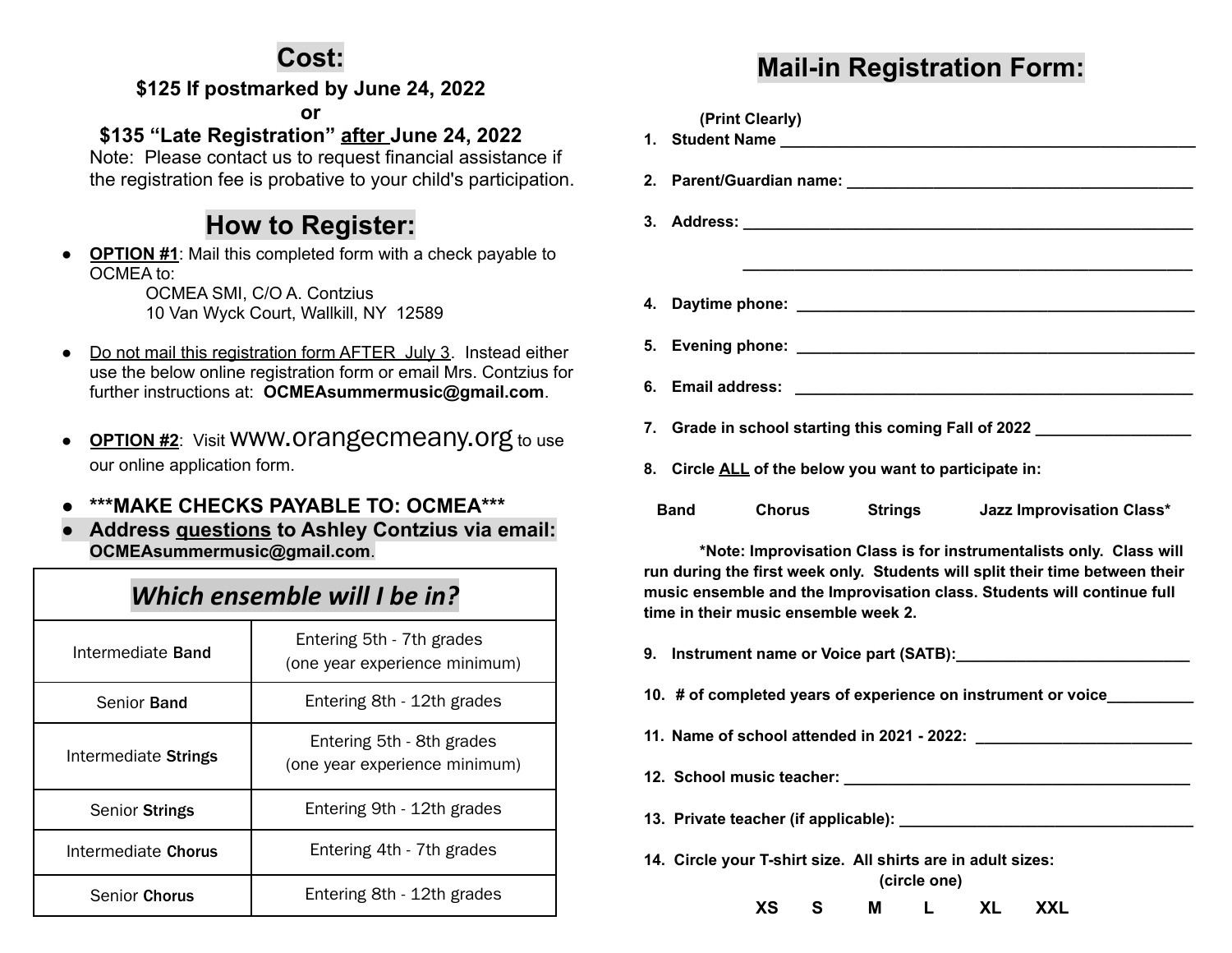## Cost:

**$125 If postmarked by June 24, 2022**
**or**
**$135 "Late Registration" after June 24, 2022**

Note: Please contact us to request financial assistance if the registration fee is probative to your child's participation.

## How to Register:

- **OPTION #1**: Mail this completed form with a check payable to OCMEA to:
  OCMEA SMI, C/O A. Contzius
  10 Van Wyck Court, Wallkill, NY 12589

- Do not mail this registration form AFTER July 3. Instead either use the below online registration form or email Mrs. Contzius for further instructions at: **OCMEAsummermusic@gmail.com**.

- **OPTION #2**: Visit www.orangecmeany.org to use our online application form.

- **\*\*\*MAKE CHECKS PAYABLE TO: OCMEA\*\*\***
- **Address questions to Ashley Contzius via email: OCMEAsummermusic@gmail.com**.

| *Which ensemble will I be in?* | |
|---|---|
| Intermediate **Band** | Entering 5th - 7th grades (one year experience minimum) |
| Senior **Band** | Entering 8th - 12th grades |
| Intermediate **Strings** | Entering 5th - 8th grades (one year experience minimum) |
| Senior **Strings** | Entering 9th - 12th grades |
| Intermediate **Chorus** | Entering 4th - 7th grades |
| Senior **Chorus** | Entering 8th - 12th grades |

## Mail-in Registration Form:

**(Print Clearly)**

1. **Student Name** ______________________________
2. **Parent/Guardian name:** ______________________________
3. **Address:** ______________________________
   ______________________________
4. **Daytime phone:** ______________________________
5. **Evening phone:** ______________________________
6. **Email address:** ______________________________
7. **Grade in school starting this coming Fall of 2022** ______________
8. **Circle ALL of the below you want to participate in:**

   **Band Chorus Strings Jazz Improvisation Class***

   ***Note: Improvisation Class is for instrumentalists only. Class will run during the first week only. Students will split their time between their music ensemble and the Improvisation class. Students will continue full time in their music ensemble week 2.**

9. **Instrument name or Voice part (SATB):**______________________
10. **# of completed years of experience on instrument or voice**__________
11. **Name of school attended in 2021 - 2022:** ______________________
12. **School music teacher:** ______________________________
13. **Private teacher (if applicable):** ______________________________
14. **Circle your T-shirt size. All shirts are in adult sizes:**
    **(circle one)**

    **XS S M L XL XXL**